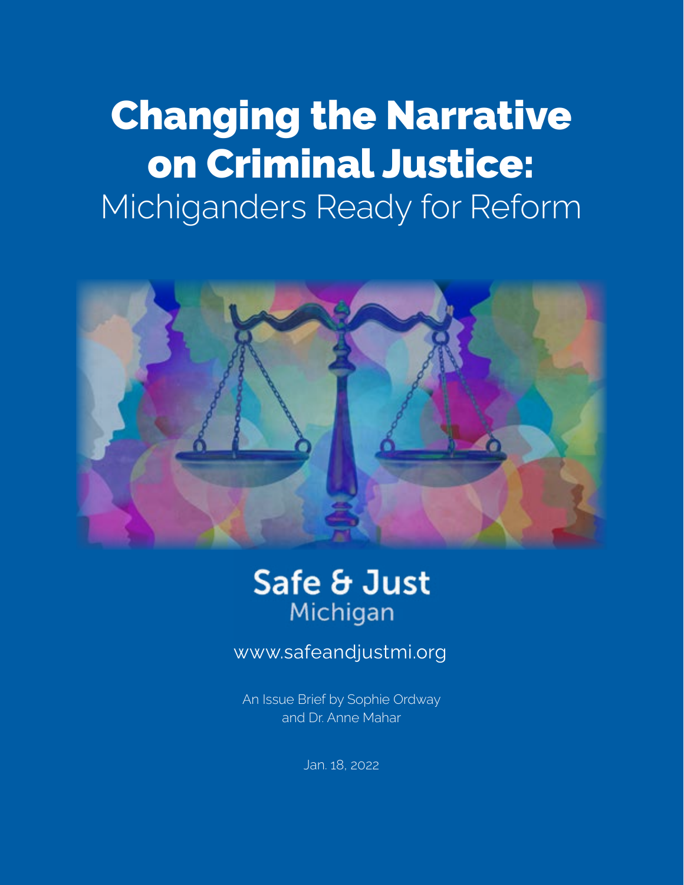# Changing the Narrative on Criminal Justice:

Michiganders Ready for Reform

Safe & Just
Michigan

www.safeandjustmi.org

An Issue Brief by Sophie Ordway
and Dr. Anne Mahar

Jan. 18, 2022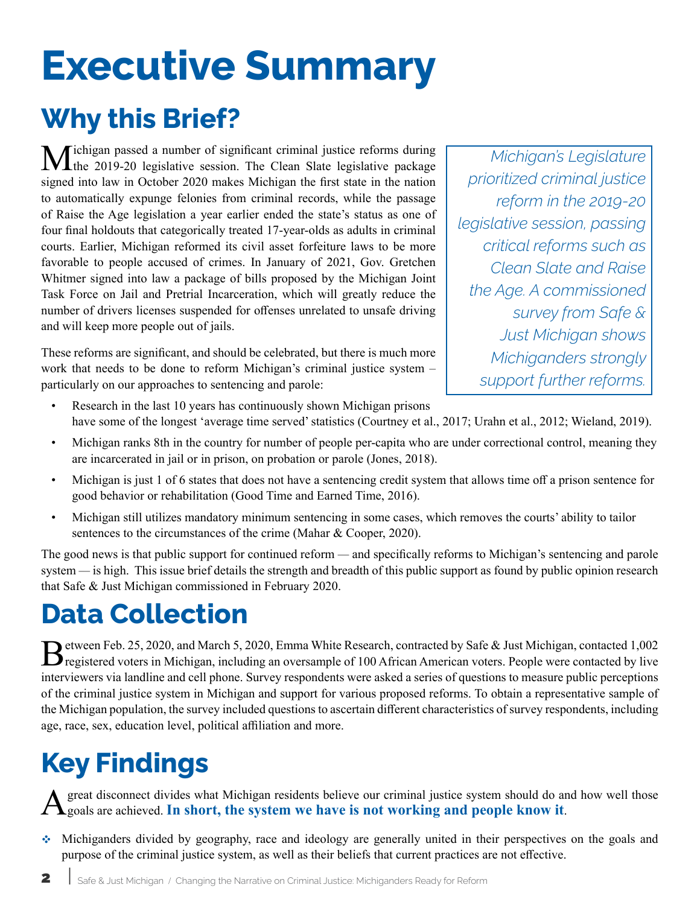# Executive Summary

## Why this Brief?

Michigan passed a number of significant criminal justice reforms during the 2019-20 legislative session. The Clean Slate legislative package signed into law in October 2020 makes Michigan the first state in the nation to automatically expunge felonies from criminal records, while the passage of Raise the Age legislation a year earlier ended the state's status as one of four final holdouts that categorically treated 17-year-olds as adults in criminal courts. Earlier, Michigan reformed its civil asset forfeiture laws to be more favorable to people accused of crimes. In January of 2021, Gov. Gretchen Whitmer signed into law a package of bills proposed by the Michigan Joint Task Force on Jail and Pretrial Incarceration, which will greatly reduce the number of drivers licenses suspended for offenses unrelated to unsafe driving and will keep more people out of jails.

*Michigan's Legislature prioritized criminal justice reform in the 2019-20 legislative session, passing critical reforms such as Clean Slate and Raise the Age. A commissioned survey from Safe & Just Michigan shows Michiganders strongly support further reforms.*

These reforms are significant, and should be celebrated, but there is much more work that needs to be done to reform Michigan's criminal justice system – particularly on our approaches to sentencing and parole:

- Research in the last 10 years has continuously shown Michigan prisons have some of the longest 'average time served' statistics (Courtney et al., 2017; Urahn et al., 2012; Wieland, 2019).
- Michigan ranks 8th in the country for number of people per-capita who are under correctional control, meaning they are incarcerated in jail or in prison, on probation or parole (Jones, 2018).
- Michigan is just 1 of 6 states that does not have a sentencing credit system that allows time off a prison sentence for good behavior or rehabilitation (Good Time and Earned Time, 2016).
- Michigan still utilizes mandatory minimum sentencing in some cases, which removes the courts' ability to tailor sentences to the circumstances of the crime (Mahar & Cooper, 2020).

The good news is that public support for continued reform — and specifically reforms to Michigan's sentencing and parole system — is high. This issue brief details the strength and breadth of this public support as found by public opinion research that Safe & Just Michigan commissioned in February 2020.

## Data Collection

Between Feb. 25, 2020, and March 5, 2020, Emma White Research, contracted by Safe & Just Michigan, contacted 1,002 registered voters in Michigan, including an oversample of 100 African American voters. People were contacted by live interviewers via landline and cell phone. Survey respondents were asked a series of questions to measure public perceptions of the criminal justice system in Michigan and support for various proposed reforms. To obtain a representative sample of the Michigan population, the survey included questions to ascertain different characteristics of survey respondents, including age, race, sex, education level, political affiliation and more.

## Key Findings

A great disconnect divides what Michigan residents believe our criminal justice system should do and how well those goals are achieved. **In short, the system we have is not working and people know it**.

- Michiganders divided by geography, race and ideology are generally united in their perspectives on the goals and purpose of the criminal justice system, as well as their beliefs that current practices are not effective.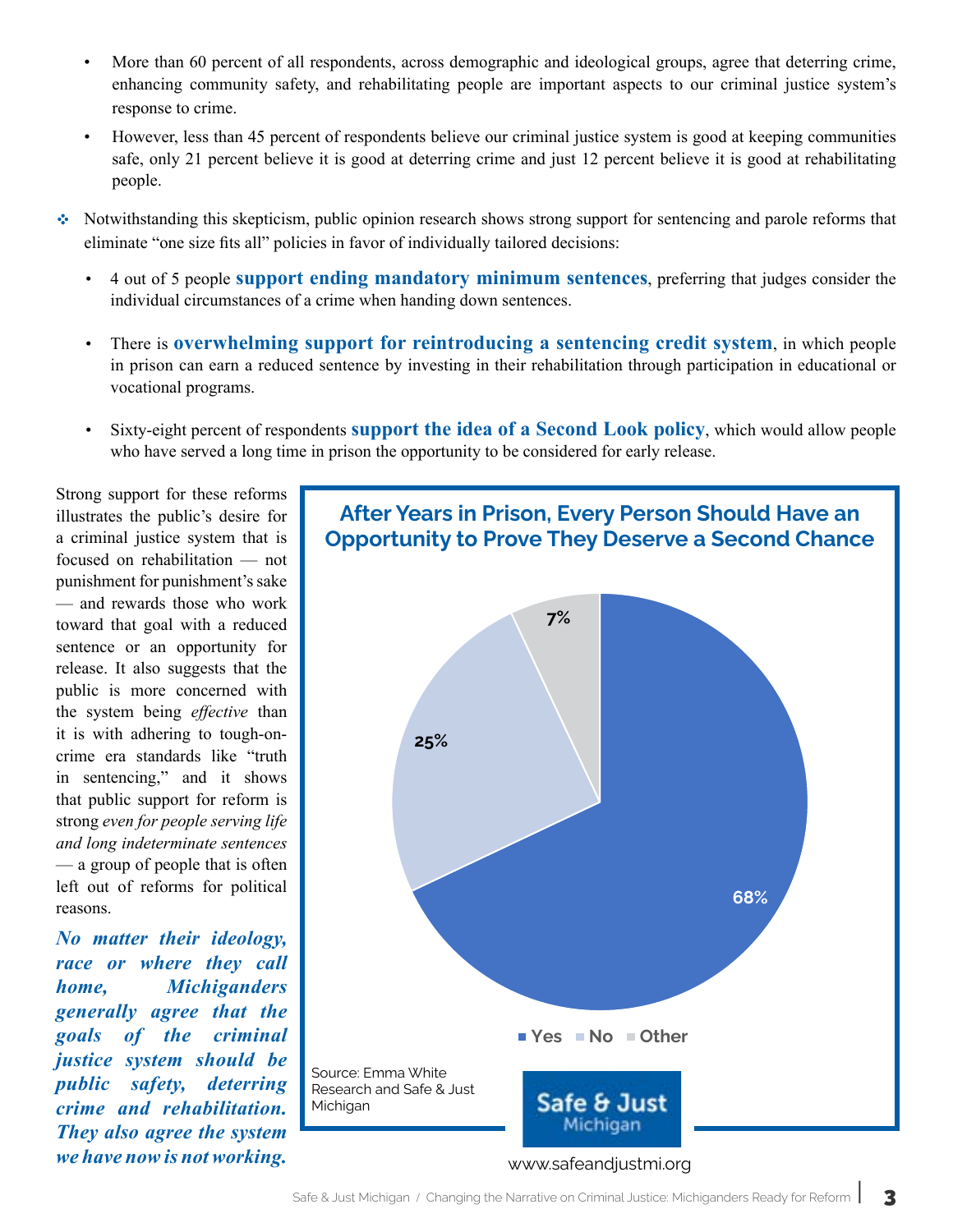- More than 60 percent of all respondents, across demographic and ideological groups, agree that deterring crime, enhancing community safety, and rehabilitating people are important aspects to our criminal justice system's response to crime.
- However, less than 45 percent of respondents believe our criminal justice system is good at keeping communities safe, only 21 percent believe it is good at deterring crime and just 12 percent believe it is good at rehabilitating people.

- Notwithstanding this skepticism, public opinion research shows strong support for sentencing and parole reforms that eliminate "one size fits all" policies in favor of individually tailored decisions:
  - 4 out of 5 people **support ending mandatory minimum sentences**, preferring that judges consider the individual circumstances of a crime when handing down sentences.
  - There is **overwhelming support for reintroducing a sentencing credit system**, in which people in prison can earn a reduced sentence by investing in their rehabilitation through participation in educational or vocational programs.
  - Sixty-eight percent of respondents **support the idea of a Second Look policy**, which would allow people who have served a long time in prison the opportunity to be considered for early release.

Strong support for these reforms illustrates the public's desire for a criminal justice system that is focused on rehabilitation — not punishment for punishment's sake — and rewards those who work toward that goal with a reduced sentence or an opportunity for release. It also suggests that the public is more concerned with the system being *effective* than it is with adhering to tough-on-crime era standards like "truth in sentencing," and it shows that public support for reform is strong *even for people serving life and long indeterminate sentences* — a group of people that is often left out of reforms for political reasons.

***No matter their ideology, race or where they call home, Michiganders generally agree that the goals of the criminal justice system should be public safety, deterring crime and rehabilitation. They also agree the system we have now is not working.***

**After Years in Prison, Every Person Should Have an Opportunity to Prove They Deserve a Second Chance**

7%

25%

68%

Yes No Other

Source: Emma White Research and Safe & Just Michigan

Safe & Just Michigan

www.safeandjustmi.org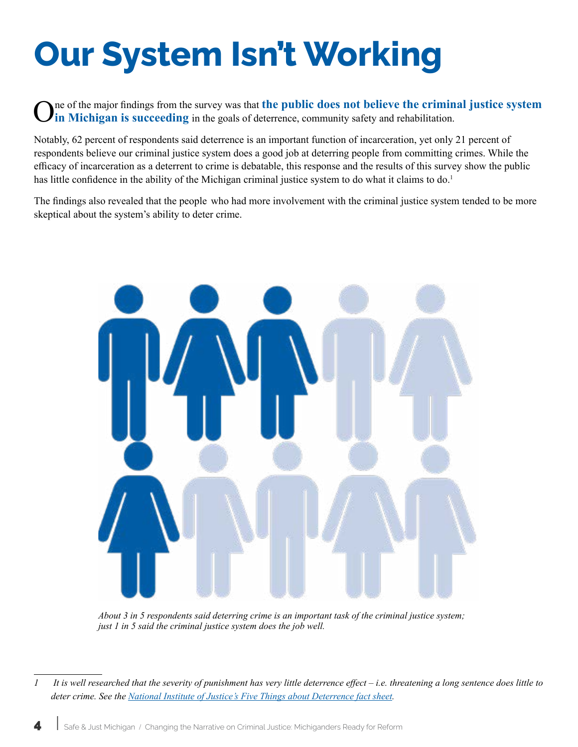# Our System Isn't Working

One of the major findings from the survey was that **the public does not believe the criminal justice system in Michigan is succeeding** in the goals of deterrence, community safety and rehabilitation.

Notably, 62 percent of respondents said deterrence is an important function of incarceration, yet only 21 percent of respondents believe our criminal justice system does a good job at deterring people from committing crimes. While the efficacy of incarceration as a deterrent to crime is debatable, this response and the results of this survey show the public has little confidence in the ability of the Michigan criminal justice system to do what it claims to do.[1]

The findings also revealed that the people who had more involvement with the criminal justice system tended to be more skeptical about the system's ability to deter crime.

*About 3 in 5 respondents said deterring crime is an important task of the criminal justice system; just 1 in 5 said the criminal justice system does the job well.*

---

1 *It is well researched that the severity of punishment has very little deterrence effect – i.e. threatening a long sentence does little to deter crime. See the [National Institute of Justice's Five Things about Deterrence fact sheet](National Institute of Justice's Five Things about Deterrence fact sheet).*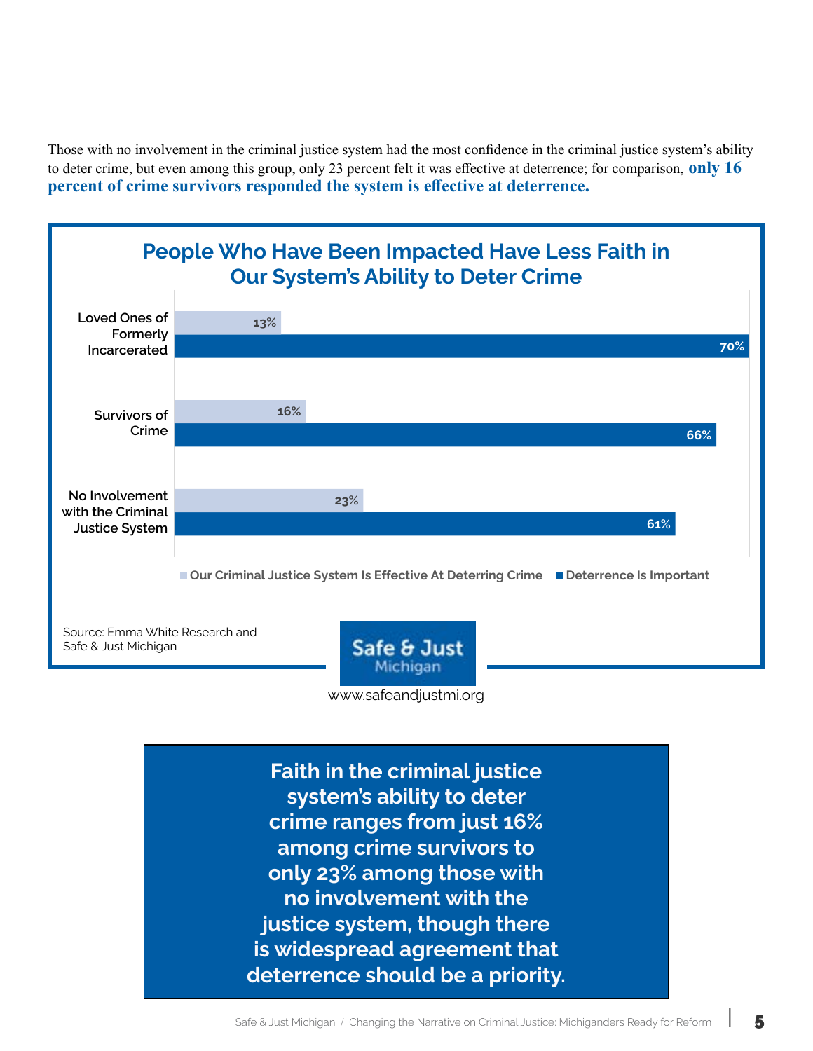Those with no involvement in the criminal justice system had the most confidence in the criminal justice system's ability to deter crime, but even among this group, only 23 percent felt it was effective at deterrence; for comparison, **only 16 percent of crime survivors responded the system is effective at deterrence.**

## People Who Have Been Impacted Have Less Faith in Our System's Ability to Deter Crime

Loved Ones of Formerly Incarcerated

13%

70%

Survivors of Crime

16%

66%

No Involvement with the Criminal Justice System

23%

61%

Our Criminal Justice System Is Effective At Deterring Crime

Deterrence Is Important

Source: Emma White Research and Safe & Just Michigan

Safe & Just Michigan

www.safeandjustmi.org

**Faith in the criminal justice system's ability to deter crime ranges from just 16% among crime survivors to only 23% among those with no involvement with the justice system, though there is widespread agreement that deterrence should be a priority.**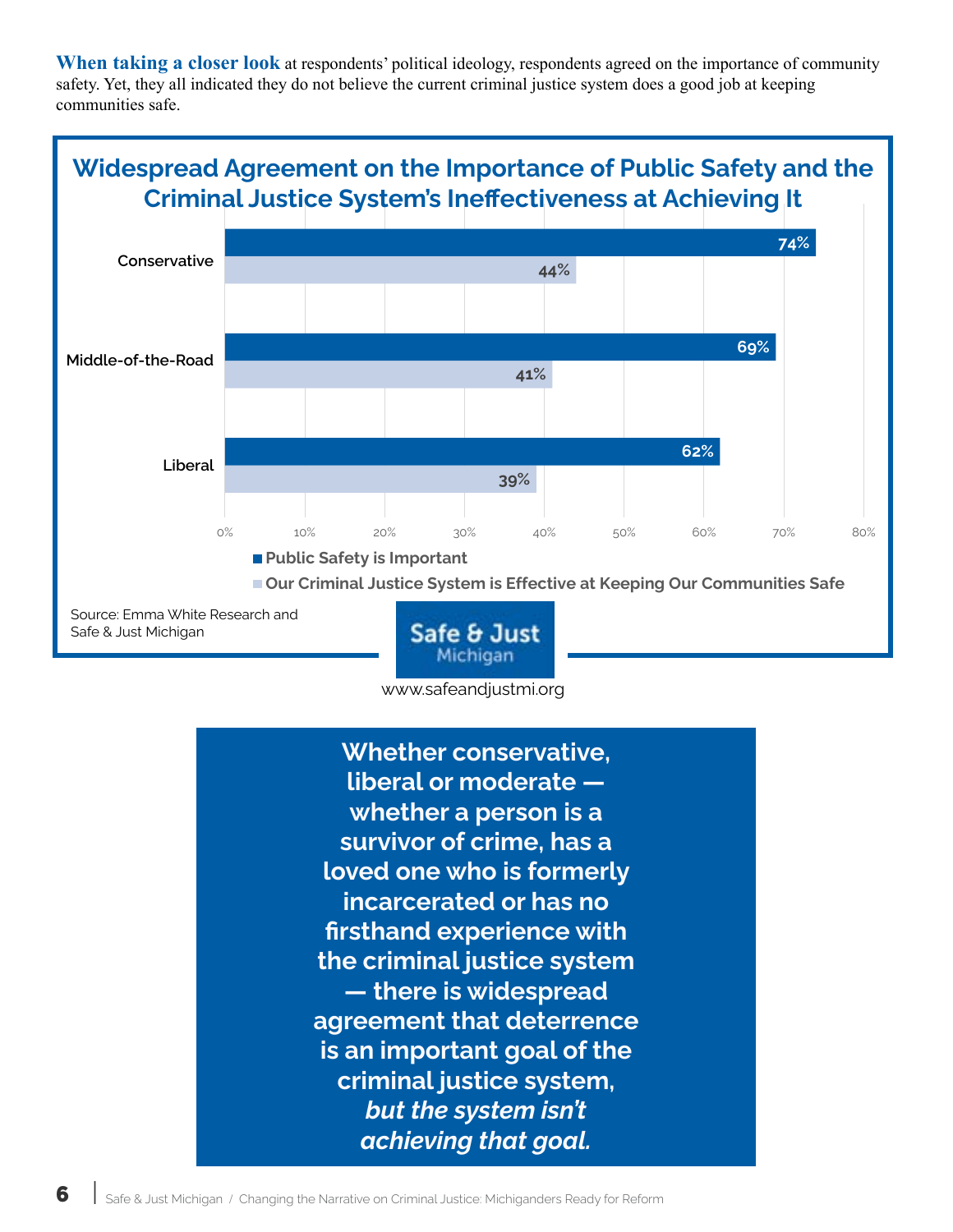**When taking a closer look** at respondents' political ideology, respondents agreed on the importance of community safety. Yet, they all indicated they do not believe the current criminal justice system does a good job at keeping communities safe.

## Widespread Agreement on the Importance of Public Safety and the Criminal Justice System's Ineffectiveness at Achieving It

Conservative
74%
44%

Middle-of-the-Road
69%
41%

Liberal
62%
39%

0% 10% 20% 30% 40% 50% 60% 70% 80%

Public Safety is Important

Our Criminal Justice System is Effective at Keeping Our Communities Safe

Source: Emma White Research and Safe & Just Michigan

Safe & Just Michigan

www.safeandjustmi.org

**Whether conservative, liberal or moderate — whether a person is a survivor of crime, has a loved one who is formerly incarcerated or has no firsthand experience with the criminal justice system — there is widespread agreement that deterrence is an important goal of the criminal justice system, *but the system isn't achieving that goal.***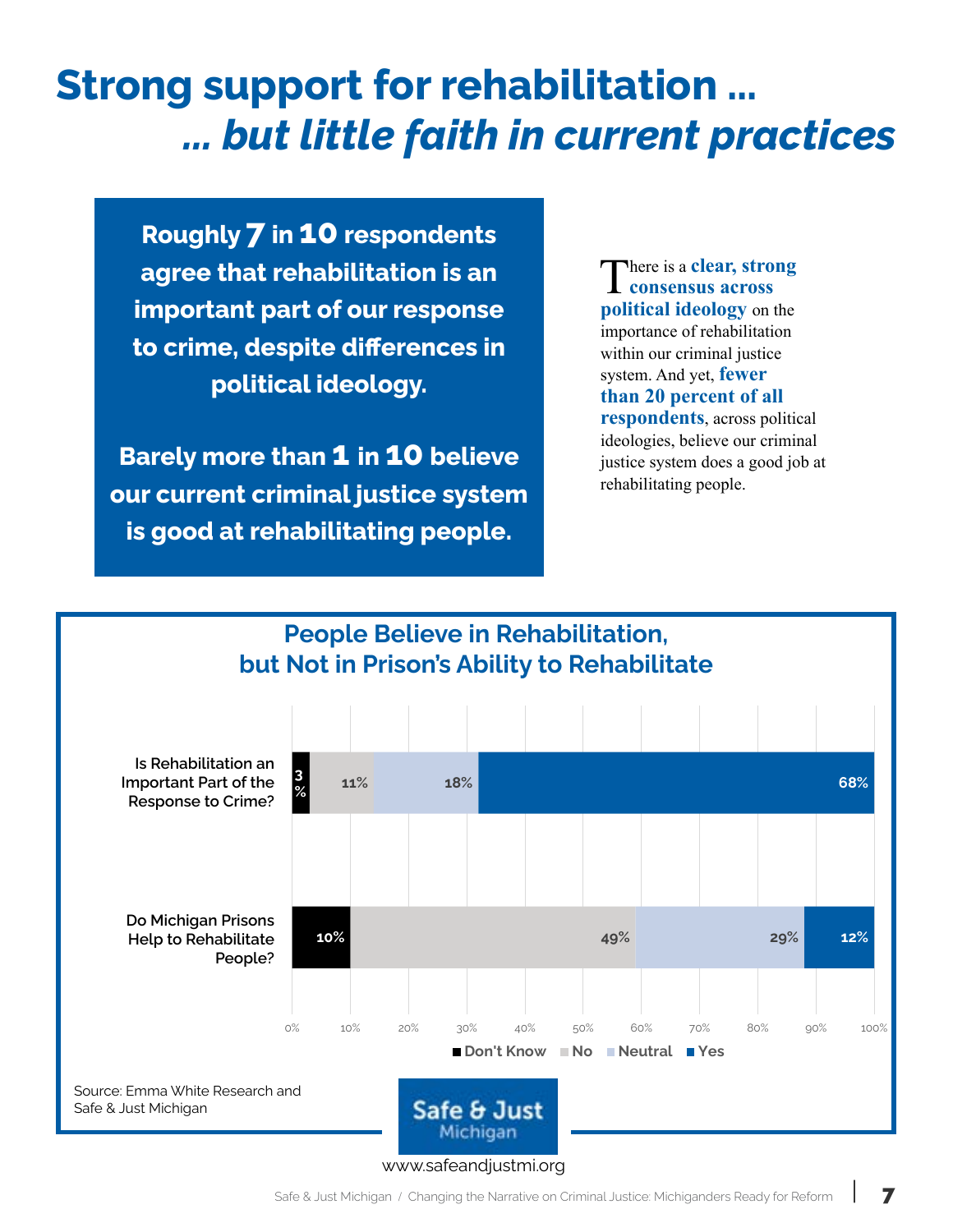# Strong support for rehabilitation ...
# *... but little faith in current practices*

**Roughly 7 in 10 respondents agree that rehabilitation is an important part of our response to crime, despite differences in political ideology.**

**Barely more than 1 in 10 believe our current criminal justice system is good at rehabilitating people.**

There is a **clear, strong consensus across political ideology** on the importance of rehabilitation within our criminal justice system. And yet, **fewer than 20 percent of all respondents**, across political ideologies, believe our criminal justice system does a good job at rehabilitating people.

## People Believe in Rehabilitation, but Not in Prison's Ability to Rehabilitate

Is Rehabilitation an Important Part of the Response to Crime?

3%
11%
18%
68%

Do Michigan Prisons Help to Rehabilitate People?

10%
49%
29%
12%

0% 10% 20% 30% 40% 50% 60% 70% 80% 90% 100%

Don't Know | No | Neutral | Yes

Source: Emma White Research and Safe & Just Michigan

Safe & Just Michigan

www.safeandjustmi.org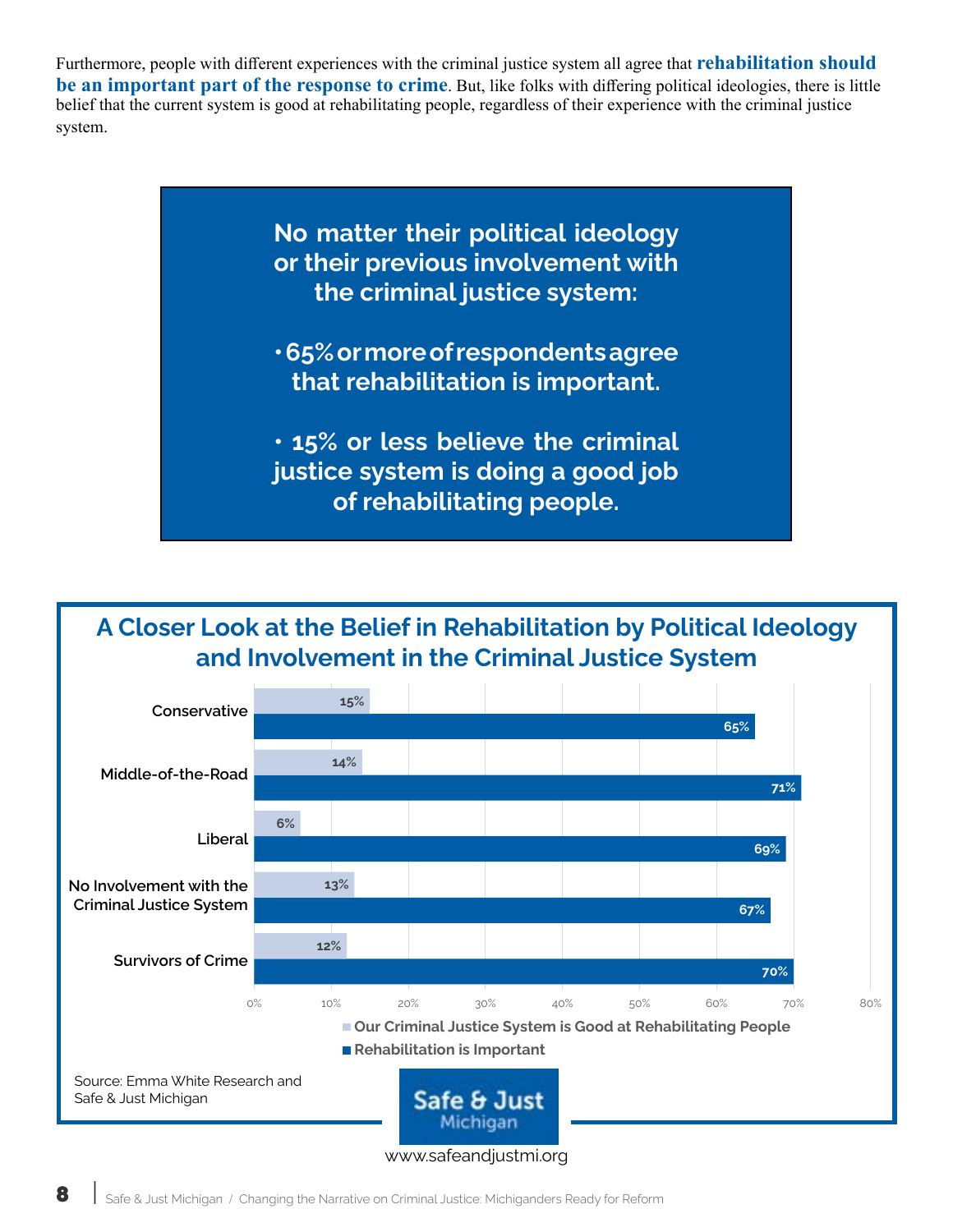Furthermore, people with different experiences with the criminal justice system all agree that **rehabilitation should be an important part of the response to crime**. But, like folks with differing political ideologies, there is little belief that the current system is good at rehabilitating people, regardless of their experience with the criminal justice system.

**No matter their political ideology or their previous involvement with the criminal justice system:**

- **65% or more of respondents agree that rehabilitation is important.**
- **15% or less believe the criminal justice system is doing a good job of rehabilitating people.**

## A Closer Look at the Belief in Rehabilitation by Political Ideology and Involvement in the Criminal Justice System

Conservative
15%
65%

Middle-of-the-Road
14%
71%

Liberal
6%
69%

No Involvement with the Criminal Justice System
13%
67%

Survivors of Crime
12%
70%

0% 10% 20% 30% 40% 50% 60% 70% 80%

Our Criminal Justice System is Good at Rehabilitating People

Rehabilitation is Important

Source: Emma White Research and Safe & Just Michigan

Safe & Just Michigan

www.safeandjustmi.org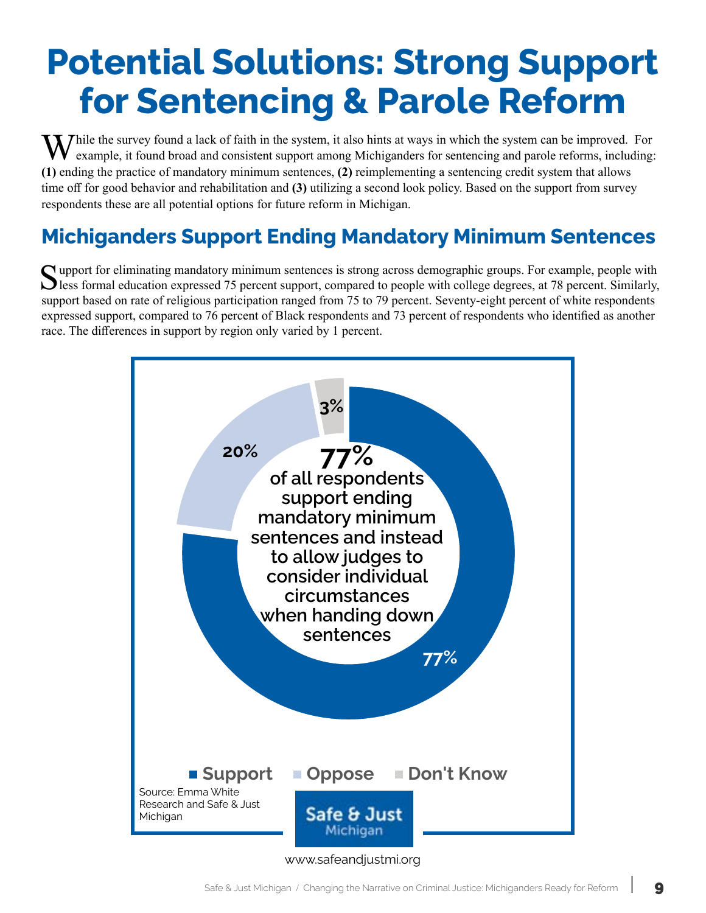# Potential Solutions: Strong Support for Sentencing & Parole Reform

While the survey found a lack of faith in the system, it also hints at ways in which the system can be improved. For example, it found broad and consistent support among Michiganders for sentencing and parole reforms, including: **(1)** ending the practice of mandatory minimum sentences, **(2)** reimplementing a sentencing credit system that allows time off for good behavior and rehabilitation and **(3)** utilizing a second look policy. Based on the support from survey respondents these are all potential options for future reform in Michigan.

## Michiganders Support Ending Mandatory Minimum Sentences

Support for eliminating mandatory minimum sentences is strong across demographic groups. For example, people with less formal education expressed 75 percent support, compared to people with college degrees, at 78 percent. Similarly, support based on rate of religious participation ranged from 75 to 79 percent. Seventy-eight percent of white respondents expressed support, compared to 76 percent of Black respondents and 73 percent of respondents who identified as another race. The differences in support by region only varied by 1 percent.

**77%** of all respondents support ending mandatory minimum sentences and instead to allow judges to consider individual circumstances when handing down sentences

| Response | Percent |
| --- | --- |
| Support | 77% |
| Oppose | 20% |
| Don't Know | 3% |

Source: Emma White Research and Safe & Just Michigan

Safe & Just Michigan

www.safeandjustmi.org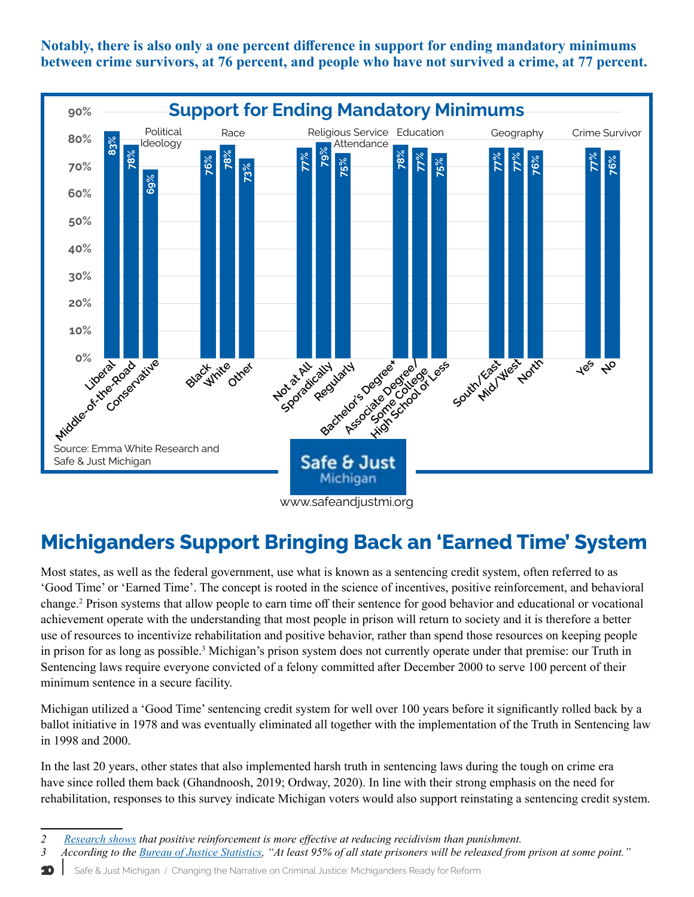**Notably, there is also only a one percent difference in support for ending mandatory minimums between crime survivors, at 76 percent, and people who have not survived a crime, at 77 percent.**

Support for Ending Mandatory Minimums

90%
80%
70%
60%
50%
40%
30%
20%
10%
0%

Political Ideology
83% Liberal
78% Middle-of-the-Road
69% Conservative

Race
76% Black
78% White
73% Other

Religious Service Attendance
77% Not at All
79% Sporadically
75% Regularly

Education
78% Bachelor's Degree+
77% Associate Degree/Some College
75% High School or Less

Geography
77% South/East
77% Mid/West
76% North

Crime Survivor
77% Yes
76% No

Source: Emma White Research and Safe & Just Michigan

Safe & Just Michigan

www.safeandjustmi.org

## Michiganders Support Bringing Back an 'Earned Time' System

Most states, as well as the federal government, use what is known as a sentencing credit system, often referred to as 'Good Time' or 'Earned Time'. The concept is rooted in the science of incentives, positive reinforcement, and behavioral change.[2] Prison systems that allow people to earn time off their sentence for good behavior and educational or vocational achievement operate with the understanding that most people in prison will return to society and it is therefore a better use of resources to incentivize rehabilitation and positive behavior, rather than spend those resources on keeping people in prison for as long as possible.[3] Michigan's prison system does not currently operate under that premise: our Truth in Sentencing laws require everyone convicted of a felony committed after December 2000 to serve 100 percent of their minimum sentence in a secure facility.

Michigan utilized a 'Good Time' sentencing credit system for well over 100 years before it significantly rolled back by a ballot initiative in 1978 and was eventually eliminated all together with the implementation of the Truth in Sentencing law in 1998 and 2000.

In the last 20 years, other states that also implemented harsh truth in sentencing laws during the tough on crime era have since rolled them back (Ghandnoosh, 2019; Ordway, 2020). In line with their strong emphasis on the need for rehabilitation, responses to this survey indicate Michigan voters would also support reinstating a sentencing credit system.

---

2 *Research shows that positive reinforcement is more effective at reducing recidivism than punishment.*

3 *According to the Bureau of Justice Statistics, "At least 95% of all state prisoners will be released from prison at some point."*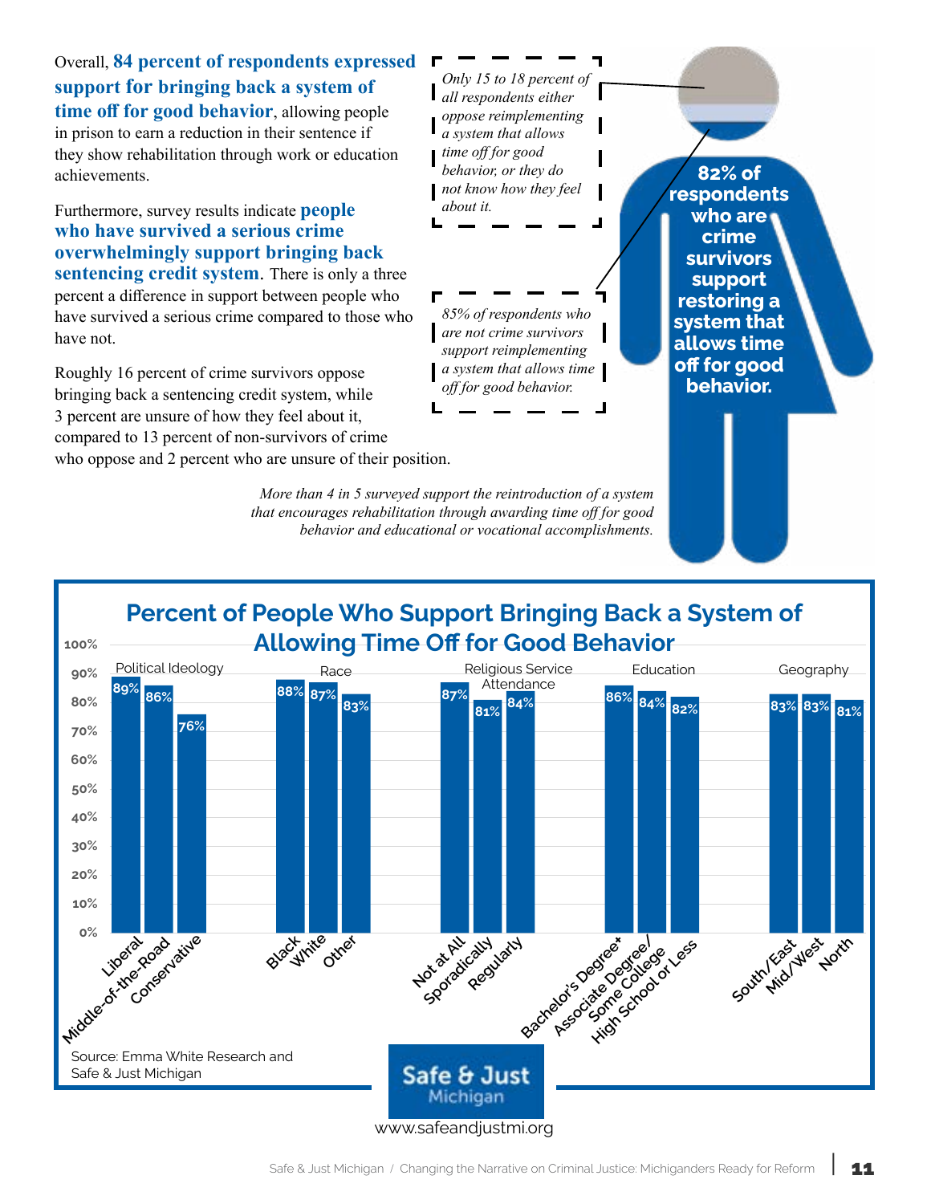Overall, **84 percent of respondents expressed support for bringing back a system of time off for good behavior**, allowing people in prison to earn a reduction in their sentence if they show rehabilitation through work or education achievements.

Furthermore, survey results indicate **people who have survived a serious crime overwhelmingly support bringing back sentencing credit system**. There is only a three percent a difference in support between people who have survived a serious crime compared to those who have not.

Roughly 16 percent of crime survivors oppose bringing back a sentencing credit system, while 3 percent are unsure of how they feel about it, compared to 13 percent of non-survivors of crime who oppose and 2 percent who are unsure of their position.

*Only 15 to 18 percent of all respondents either oppose reimplementing a system that allows time off for good behavior, or they do not know how they feel about it.*

*85% of respondents who are not crime survivors support reimplementing a system that allows time off for good behavior.*

**82% of respondents who are crime survivors support restoring a system that allows time off for good behavior.**

*More than 4 in 5 surveyed support the reintroduction of a system that encourages rehabilitation through awarding time off for good behavior and educational or vocational accomplishments.*

**Percent of People Who Support Bringing Back a System of Allowing Time Off for Good Behavior**

100%
90%
80%
70%
60%
50%
40%
30%
20%
10%
0%

Political Ideology
89% Liberal
86% Middle-of-the-Road
76% Conservative

Race
88% Black
87% White
83% Other

Religious Service Attendance
87% Not at All
81% Sporadically
84% Regularly

Education
86% Bachelor's Degree+
84% Associate Degree/ Some College
82% High School or Less

Geography
83% South/East
83% Mid/West
81% North

Source: Emma White Research and Safe & Just Michigan

Safe & Just Michigan

www.safeandjustmi.org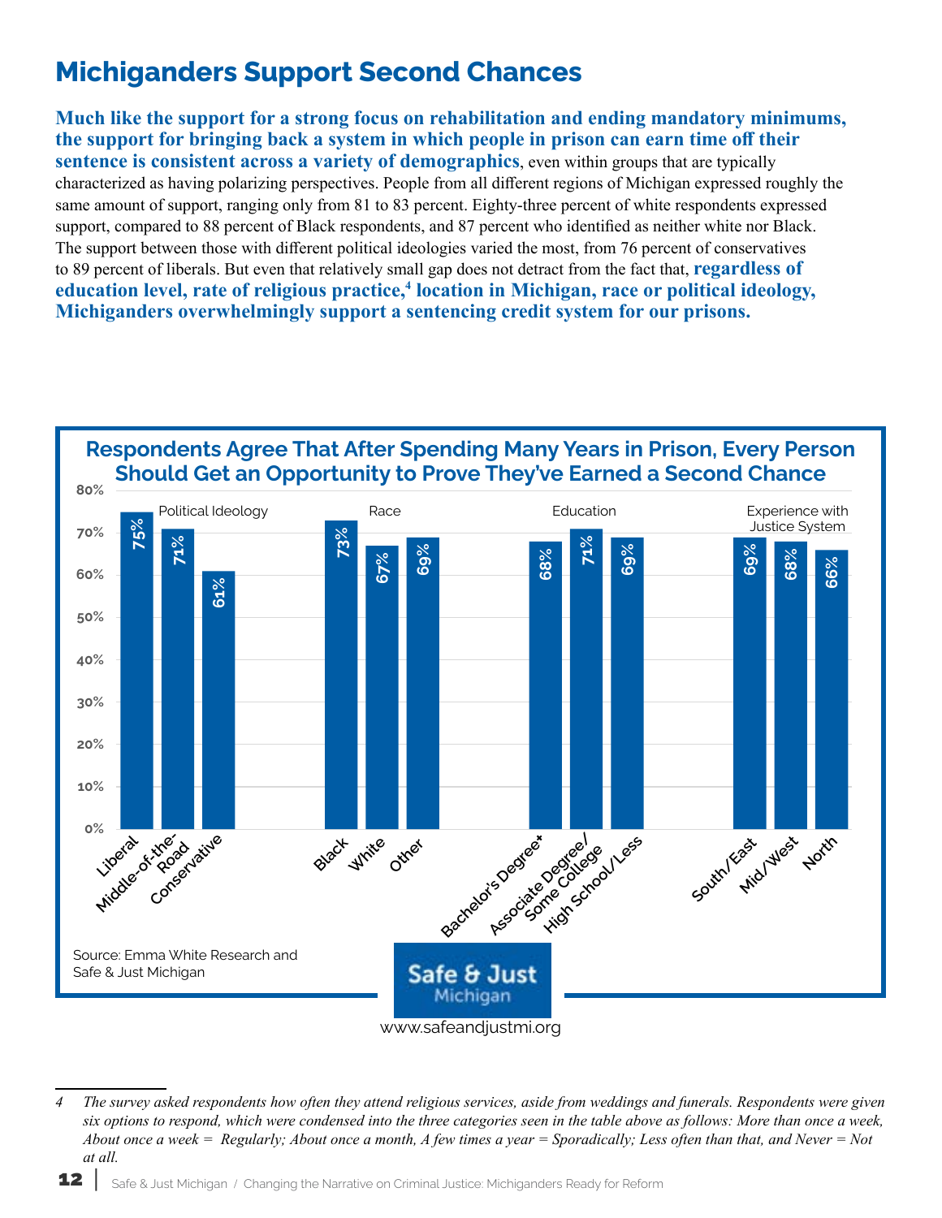# Michiganders Support Second Chances

**Much like the support for a strong focus on rehabilitation and ending mandatory minimums, the support for bringing back a system in which people in prison can earn time off their sentence is consistent across a variety of demographics**, even within groups that are typically characterized as having polarizing perspectives. People from all different regions of Michigan expressed roughly the same amount of support, ranging only from 81 to 83 percent. Eighty-three percent of white respondents expressed support, compared to 88 percent of Black respondents, and 87 percent who identified as neither white nor Black. The support between those with different political ideologies varied the most, from 76 percent of conservatives to 89 percent of liberals. But even that relatively small gap does not detract from the fact that, **regardless of education level, rate of religious practice,[4] location in Michigan, race or political ideology, Michiganders overwhelmingly support a sentencing credit system for our prisons.**

**Respondents Agree That After Spending Many Years in Prison, Every Person Should Get an Opportunity to Prove They've Earned a Second Chance**

80%
70%
60%
50%
40%
30%
20%
10%
0%

Political Ideology
Liberal 75%
Middle-of-the-Road 71%
Conservative 61%

Race
Black 73%
White 67%
Other 69%

Education
Bachelor's Degree+ 68%
Associate Degree/Some College 71%
High School/Less 69%

Experience with Justice System
South/East 69%
Mid/West 68%
North 66%

Source: Emma White Research and Safe & Just Michigan

Safe & Just Michigan

www.safeandjustmi.org

---

4 *The survey asked respondents how often they attend religious services, aside from weddings and funerals. Respondents were given six options to respond, which were condensed into the three categories seen in the table above as follows: More than once a week, About once a week = Regularly; About once a month, A few times a year = Sporadically; Less often than that, and Never = Not at all.*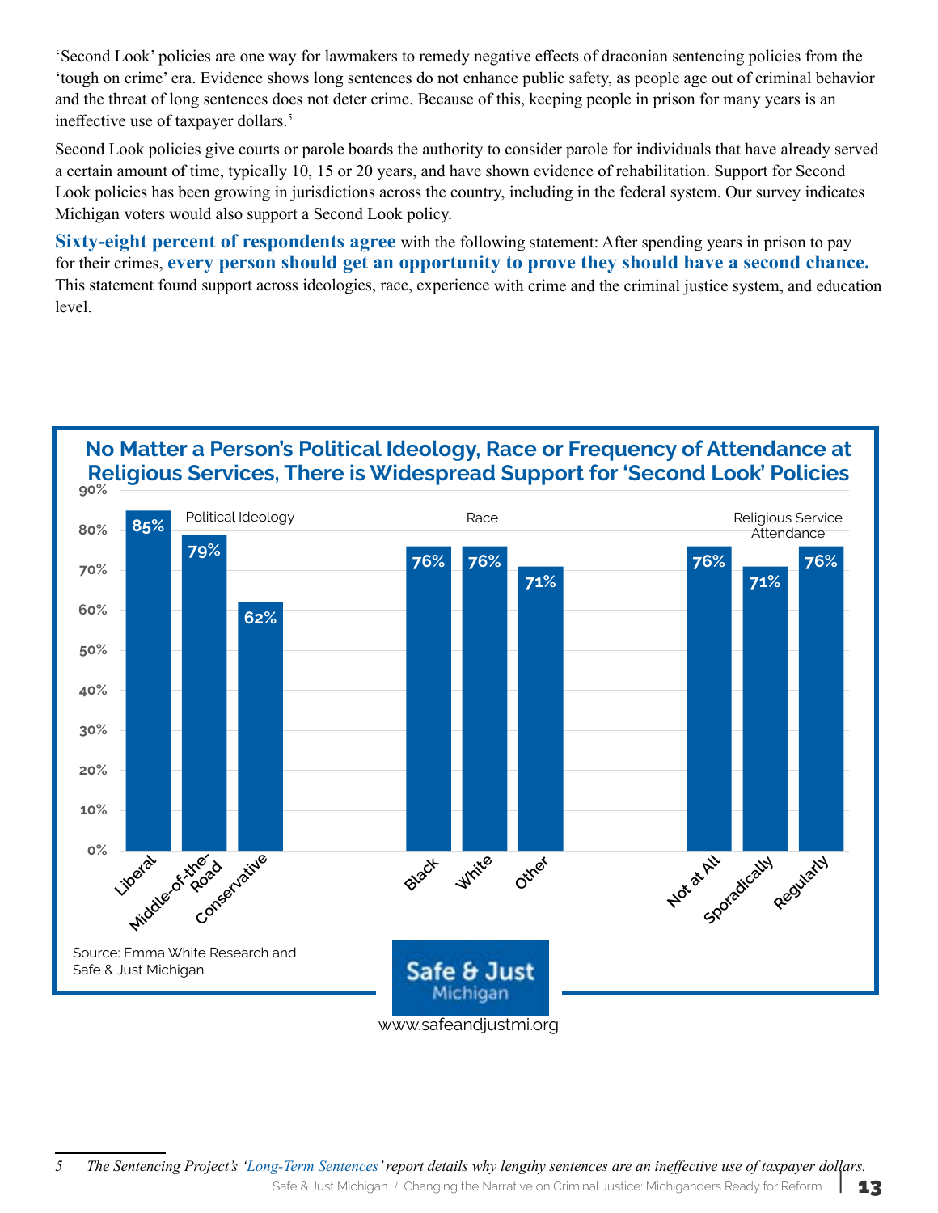'Second Look' policies are one way for lawmakers to remedy negative effects of draconian sentencing policies from the 'tough on crime' era. Evidence shows long sentences do not enhance public safety, as people age out of criminal behavior and the threat of long sentences does not deter crime. Because of this, keeping people in prison for many years is an ineffective use of taxpayer dollars.[5]

Second Look policies give courts or parole boards the authority to consider parole for individuals that have already served a certain amount of time, typically 10, 15 or 20 years, and have shown evidence of rehabilitation. Support for Second Look policies has been growing in jurisdictions across the country, including in the federal system. Our survey indicates Michigan voters would also support a Second Look policy.

**Sixty-eight percent of respondents agree** with the following statement: After spending years in prison to pay for their crimes, **every person should get an opportunity to prove they should have a second chance.** This statement found support across ideologies, race, experience with crime and the criminal justice system, and education level.

**No Matter a Person's Political Ideology, Race or Frequency of Attendance at Religious Services, There is Widespread Support for 'Second Look' Policies**

90%
80%
70%
60%
50%
40%
30%
20%
10%
0%

Political Ideology
85% Liberal
79% Middle-of-the-Road
62% Conservative

Race
76% Black
76% White
71% Other

Religious Service Attendance
76% Not at All
71% Sporadically
76% Regularly

Source: Emma White Research and Safe & Just Michigan

Safe & Just Michigan
www.safeandjustmi.org

---

5 *The Sentencing Project's '[Long-Term Sentences](#)' report details why lengthy sentences are an ineffective use of taxpayer dollars.*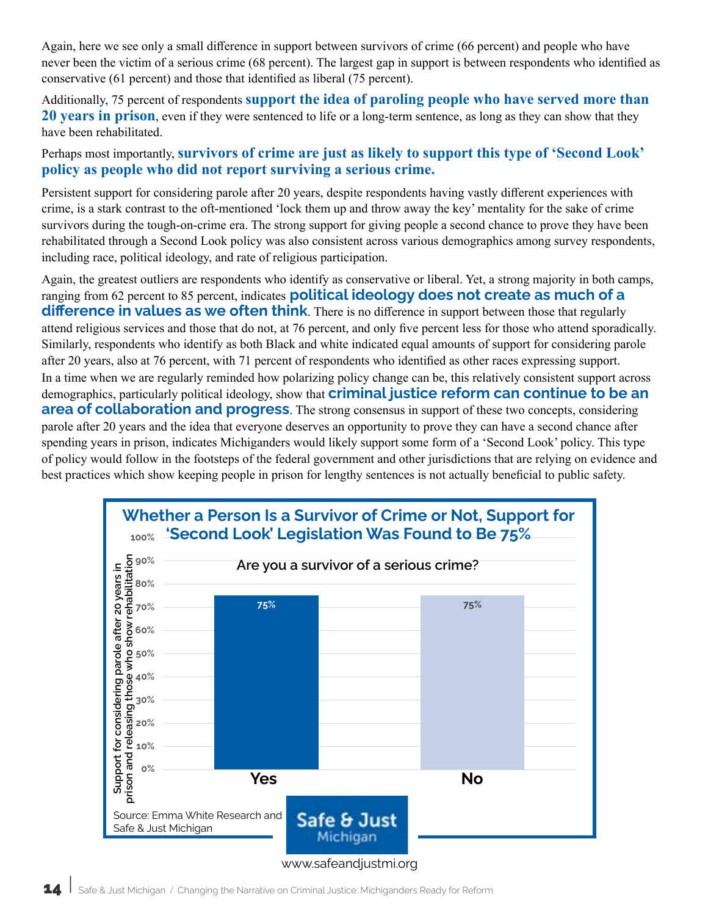Again, here we see only a small difference in support between survivors of crime (66 percent) and people who have never been the victim of a serious crime (68 percent). The largest gap in support is between respondents who identified as conservative (61 percent) and those that identified as liberal (75 percent).

Additionally, 75 percent of respondents **support the idea of paroling people who have served more than 20 years in prison**, even if they were sentenced to life or a long-term sentence, as long as they can show that they have been rehabilitated.

Perhaps most importantly, **survivors of crime are just as likely to support this type of 'Second Look' policy as people who did not report surviving a serious crime.**

Persistent support for considering parole after 20 years, despite respondents having vastly different experiences with crime, is a stark contrast to the oft-mentioned 'lock them up and throw away the key' mentality for the sake of crime survivors during the tough-on-crime era. The strong support for giving people a second chance to prove they have been rehabilitated through a Second Look policy was also consistent across various demographics among survey respondents, including race, political ideology, and rate of religious participation.

Again, the greatest outliers are respondents who identify as conservative or liberal. Yet, a strong majority in both camps, ranging from 62 percent to 85 percent, indicates **political ideology does not create as much of a difference in values as we often think**. There is no difference in support between those that regularly attend religious services and those that do not, at 76 percent, and only five percent less for those who attend sporadically. Similarly, respondents who identify as both Black and white indicated equal amounts of support for considering parole after 20 years, also at 76 percent, with 71 percent of respondents who identified as other races expressing support. In a time when we are regularly reminded how polarizing policy change can be, this relatively consistent support across demographics, particularly political ideology, show that **criminal justice reform can continue to be an area of collaboration and progress**. The strong consensus in support of these two concepts, considering parole after 20 years and the idea that everyone deserves an opportunity to prove they can have a second chance after spending years in prison, indicates Michiganders would likely support some form of a 'Second Look' policy. This type of policy would follow in the footsteps of the federal government and other jurisdictions that are relying on evidence and best practices which show keeping people in prison for lengthy sentences is not actually beneficial to public safety.

## Whether a Person Is a Survivor of Crime or Not, Support for 'Second Look' Legislation Was Found to Be 75%

Are you a survivor of a serious crime?

| Are you a survivor of a serious crime? | Support for considering parole after 20 years in prison and releasing those who show rehabilitation |
|---|---|
| Yes | 75% |
| No | 75% |

Source: Emma White Research and Safe & Just Michigan

Safe & Just Michigan

www.safeandjustmi.org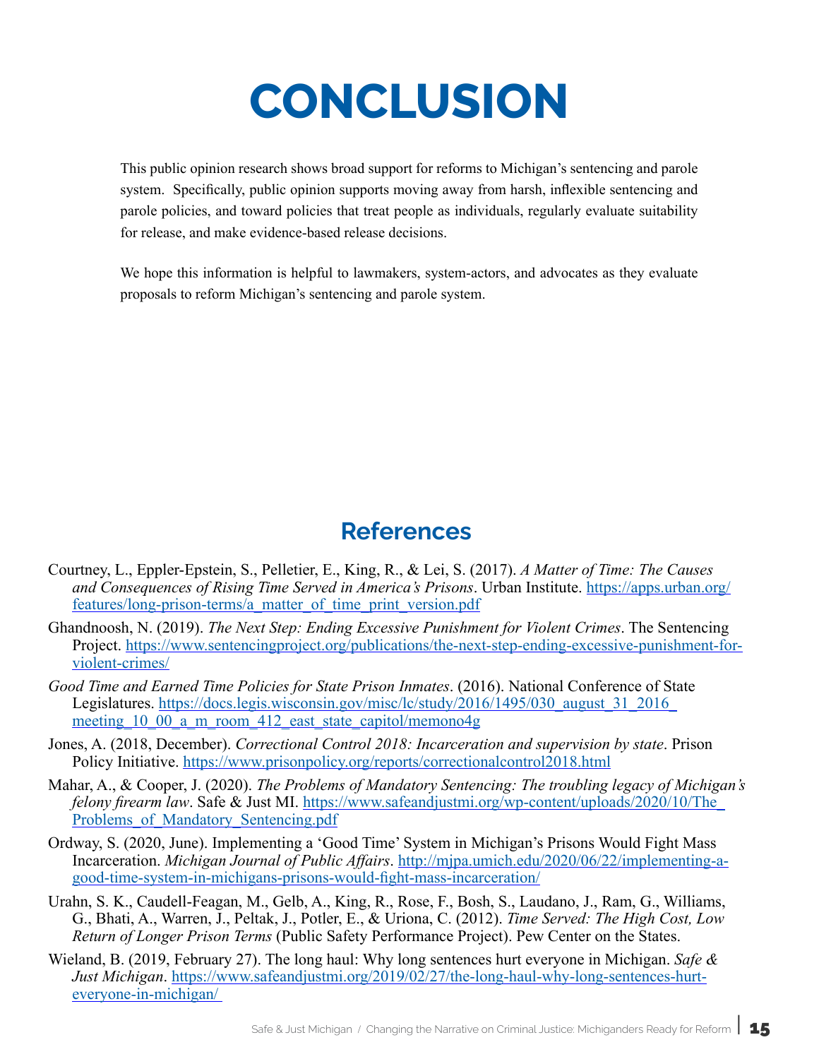# CONCLUSION

This public opinion research shows broad support for reforms to Michigan's sentencing and parole system. Specifically, public opinion supports moving away from harsh, inflexible sentencing and parole policies, and toward policies that treat people as individuals, regularly evaluate suitability for release, and make evidence-based release decisions.

We hope this information is helpful to lawmakers, system-actors, and advocates as they evaluate proposals to reform Michigan's sentencing and parole system.

## References

Courtney, L., Eppler-Epstein, S., Pelletier, E., King, R., & Lei, S. (2017). *A Matter of Time: The Causes and Consequences of Rising Time Served in America's Prisons*. Urban Institute. https://apps.urban.org/features/long-prison-terms/a_matter_of_time_print_version.pdf

Ghandnoosh, N. (2019). *The Next Step: Ending Excessive Punishment for Violent Crimes*. The Sentencing Project. https://www.sentencingproject.org/publications/the-next-step-ending-excessive-punishment-for-violent-crimes/

*Good Time and Earned Time Policies for State Prison Inmates*. (2016). National Conference of State Legislatures. https://docs.legis.wisconsin.gov/misc/lc/study/2016/1495/030_august_31_2016_meeting_10_00_a_m_room_412_east_state_capitol/memono4g

Jones, A. (2018, December). *Correctional Control 2018: Incarceration and supervision by state*. Prison Policy Initiative. https://www.prisonpolicy.org/reports/correctionalcontrol2018.html

Mahar, A., & Cooper, J. (2020). *The Problems of Mandatory Sentencing: The troubling legacy of Michigan's felony firearm law*. Safe & Just MI. https://www.safeandjustmi.org/wp-content/uploads/2020/10/The_Problems_of_Mandatory_Sentencing.pdf

Ordway, S. (2020, June). Implementing a 'Good Time' System in Michigan's Prisons Would Fight Mass Incarceration. *Michigan Journal of Public Affairs*. http://mjpa.umich.edu/2020/06/22/implementing-a-good-time-system-in-michigans-prisons-would-fight-mass-incarceration/

Urahn, S. K., Caudell-Feagan, M., Gelb, A., King, R., Rose, F., Bosh, S., Laudano, J., Ram, G., Williams, G., Bhati, A., Warren, J., Peltak, J., Potler, E., & Uriona, C. (2012). *Time Served: The High Cost, Low Return of Longer Prison Terms* (Public Safety Performance Project). Pew Center on the States.

Wieland, B. (2019, February 27). The long haul: Why long sentences hurt everyone in Michigan. *Safe & Just Michigan*. https://www.safeandjustmi.org/2019/02/27/the-long-haul-why-long-sentences-hurt-everyone-in-michigan/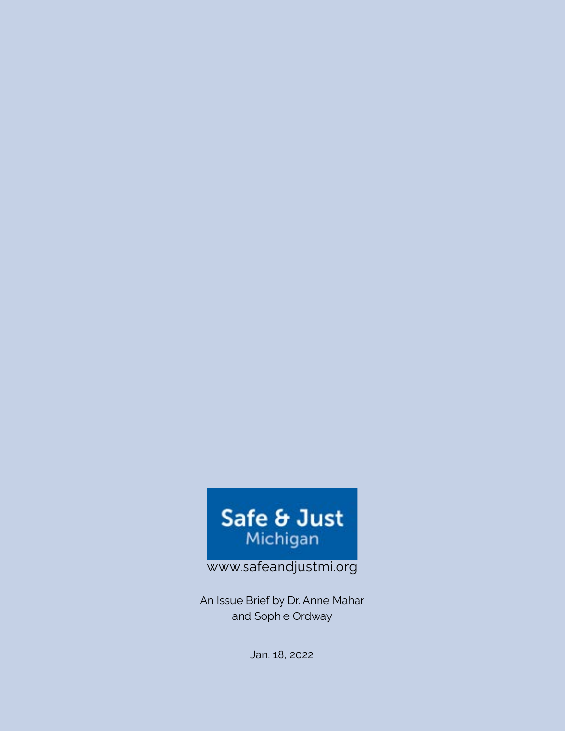Safe & Just
Michigan

www.safeandjustmi.org

An Issue Brief by Dr. Anne Mahar
and Sophie Ordway

Jan. 18, 2022